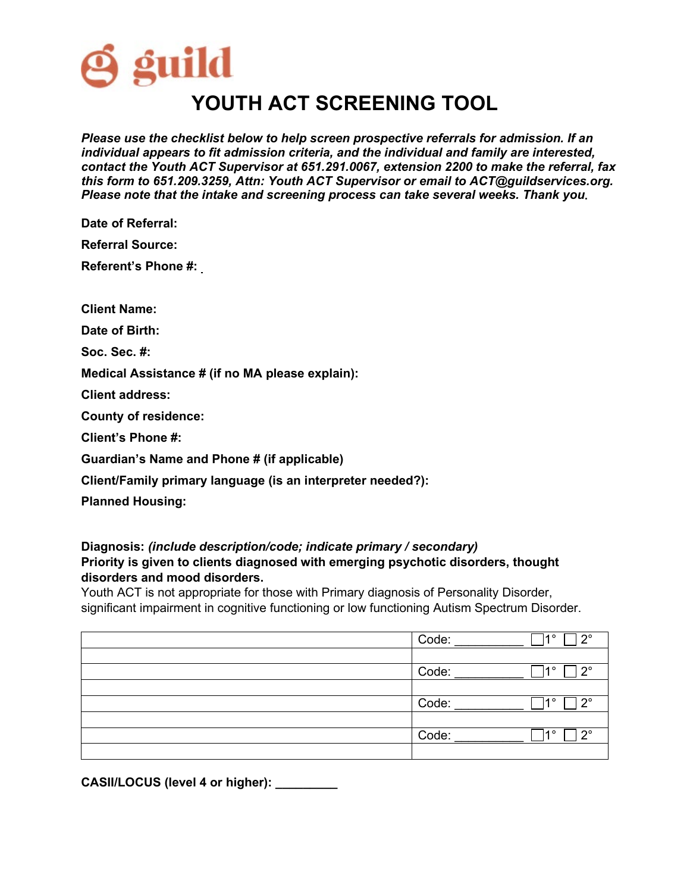guild

# YOUTH ACT SCREENING TOOL

***Please use the checklist below to help screen prospective referrals for admission. If an individual appears to fit admission criteria, and the individual and family are interested, contact the Youth ACT Supervisor at 651.291.0067, extension 2200 to make the referral, fax this form to 651.209.3259, Attn: Youth ACT Supervisor or email to ACT@guildservices.org. Please note that the intake and screening process can take several weeks. Thank you.***

**Date of Referral:**

**Referral Source:**

**Referent's Phone #:**

**Client Name:**

**Date of Birth:**

**Soc. Sec. #:**

**Medical Assistance # (if no MA please explain):**

**Client address:**

**County of residence:**

**Client's Phone #:**

**Guardian's Name and Phone # (if applicable)**

**Client/Family primary language (is an interpreter needed?):**

**Planned Housing:**

**Diagnosis:** ***(include description/code; indicate primary / secondary)***
**Priority is given to clients diagnosed with emerging psychotic disorders, thought disorders and mood disorders.**
Youth ACT is not appropriate for those with Primary diagnosis of Personality Disorder, significant impairment in cognitive functioning or low functioning Autism Spectrum Disorder.

| | |
|---|---|
| | Code: __________ ☐1° ☐2° |
| | |
| | Code: __________ ☐1° ☐2° |
| | |
| | Code: __________ ☐1° ☐2° |
| | |
| | Code: __________ ☐1° ☐2° |
| | |

**CASII/LOCUS (level 4 or higher): _________**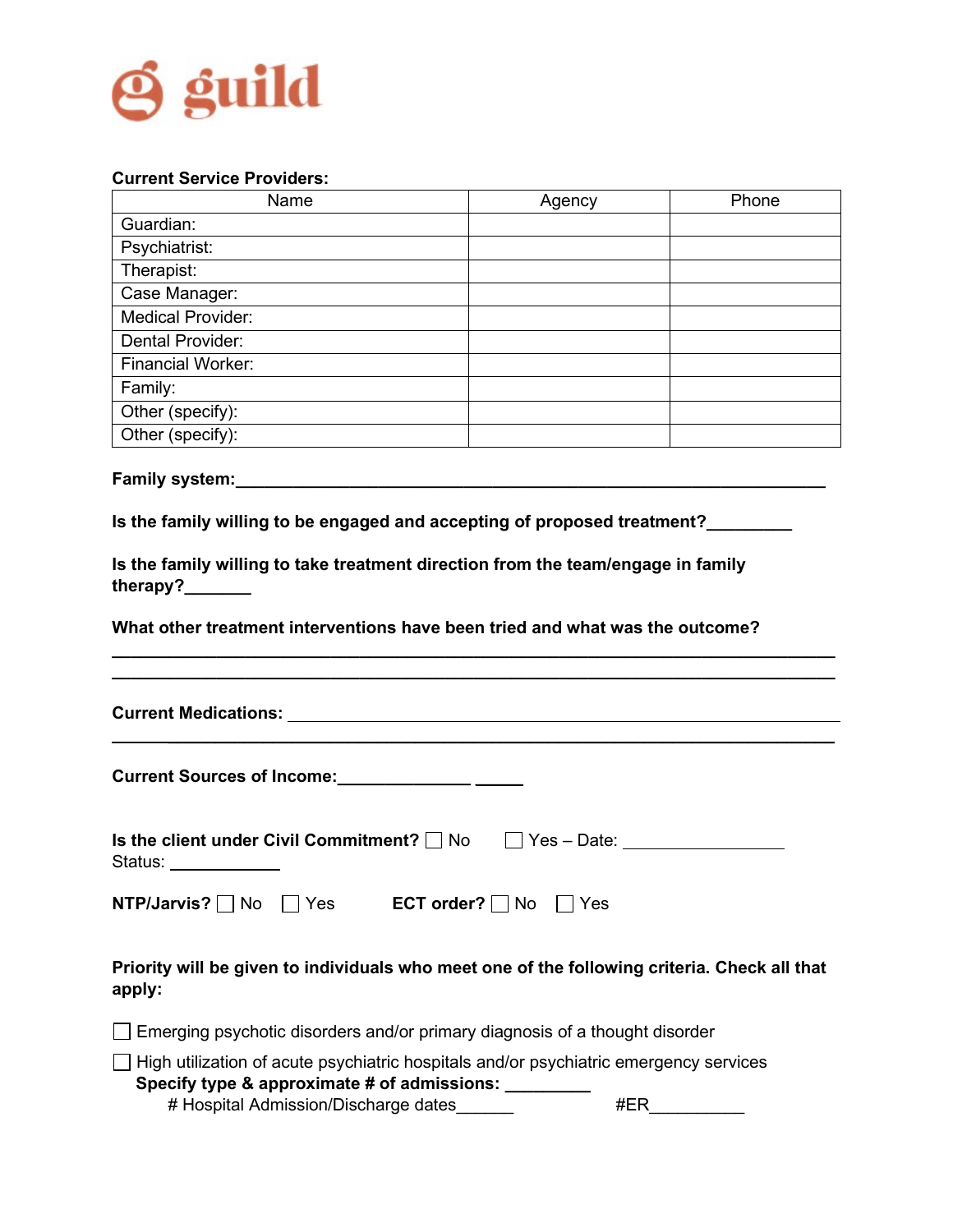**Current Service Providers:**

| Name | Agency | Phone |
|---|---|---|
| Guardian: | | |
| Psychiatrist: | | |
| Therapist: | | |
| Case Manager: | | |
| Medical Provider: | | |
| Dental Provider: | | |
| Financial Worker: | | |
| Family: | | |
| Other (specify): | | |
| Other (specify): | | |

**Family system:**_______________________________________________________________

**Is the family willing to be engaged and accepting of proposed treatment?**_________

**Is the family willing to take treatment direction from the team/engage in family therapy?**_______

**What other treatment interventions have been tried and what was the outcome?**

_______________________________________________________________________________

_______________________________________________________________________________

**Current Medications:** ________________________________________________________

_______________________________________________________________________________

**Current Sources of Income:**______________ _____

**Is the client under Civil Commitment?** ☐ No ☐ Yes – Date: _________________

Status: ____________

**NTP/Jarvis?** ☐ No ☐ Yes **ECT order?** ☐ No ☐ Yes

**Priority will be given to individuals who meet one of the following criteria. Check all that apply:**

☐ Emerging psychotic disorders and/or primary diagnosis of a thought disorder

☐ High utilization of acute psychiatric hospitals and/or psychiatric emergency services

**Specify type & approximate # of admissions:** _________

# Hospital Admission/Discharge dates______ #ER__________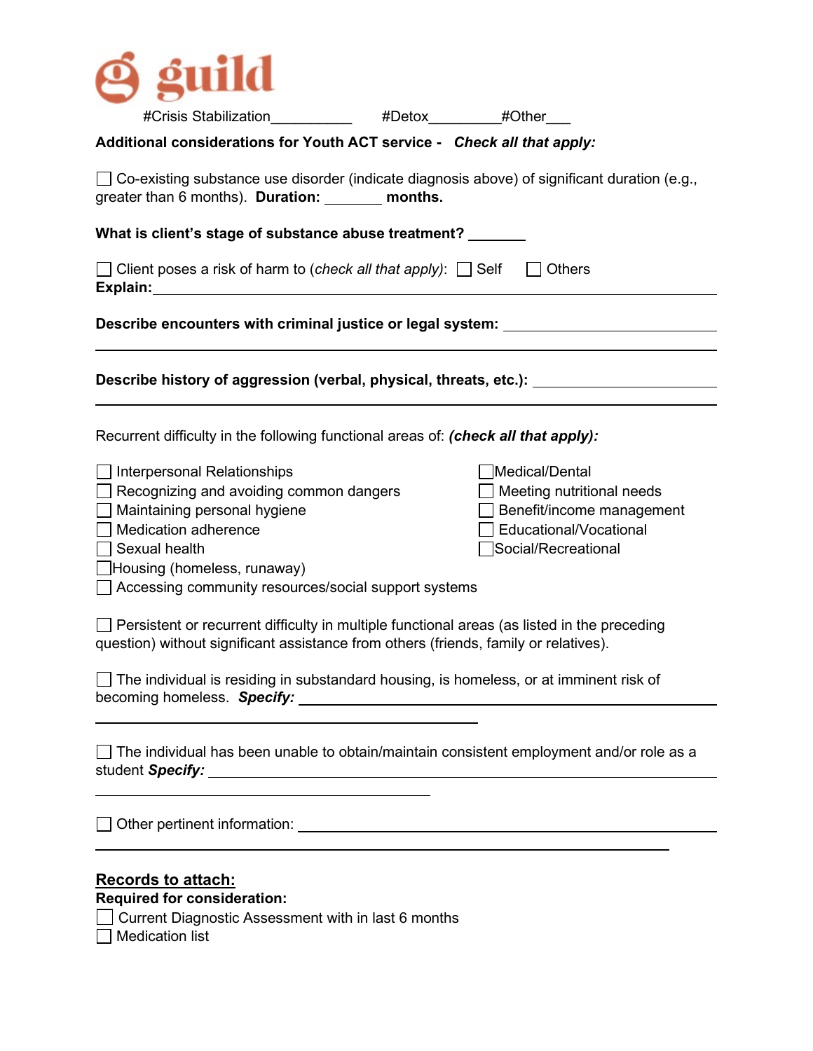guild

#Crisis Stabilization__________ #Detox_________#Other___

**Additional considerations for Youth ACT service -** ***Check all that apply:***

☐ Co-existing substance use disorder (indicate diagnosis above) of significant duration (e.g., greater than 6 months). **Duration:** _______ **months.**

**What is client's stage of substance abuse treatment?** _______

☐ Client poses a risk of harm to (*check all that apply*): ☐ Self ☐ Others
**Explain:**___________________________________________________________

**Describe encounters with criminal justice or legal system:** ___________________________
_____________________________________________________________________

**Describe history of aggression (verbal, physical, threats, etc.):** ______________________
_____________________________________________________________________

Recurrent difficulty in the following functional areas of: ***(check all that apply):***

☐ Interpersonal Relationships
☐ Recognizing and avoiding common dangers
☐ Maintaining personal hygiene
☐ Medication adherence
☐ Sexual health
☐ Housing (homeless, runaway)
☐ Accessing community resources/social support systems
☐ Medical/Dental
☐ Meeting nutritional needs
☐ Benefit/income management
☐ Educational/Vocational
☐ Social/Recreational

☐ Persistent or recurrent difficulty in multiple functional areas (as listed in the preceding question) without significant assistance from others (friends, family or relatives).

☐ The individual is residing in substandard housing, is homeless, or at imminent risk of becoming homeless. ***Specify:*** _____________________________________________
________________________________________

☐ The individual has been unable to obtain/maintain consistent employment and/or role as a student ***Specify:*** _______________________________________________________
____________________________________

☐ Other pertinent information: _______________________________________________
_________________________________________________________________

## Records to attach:

**Required for consideration:**

☐ Current Diagnostic Assessment with in last 6 months
☐ Medication list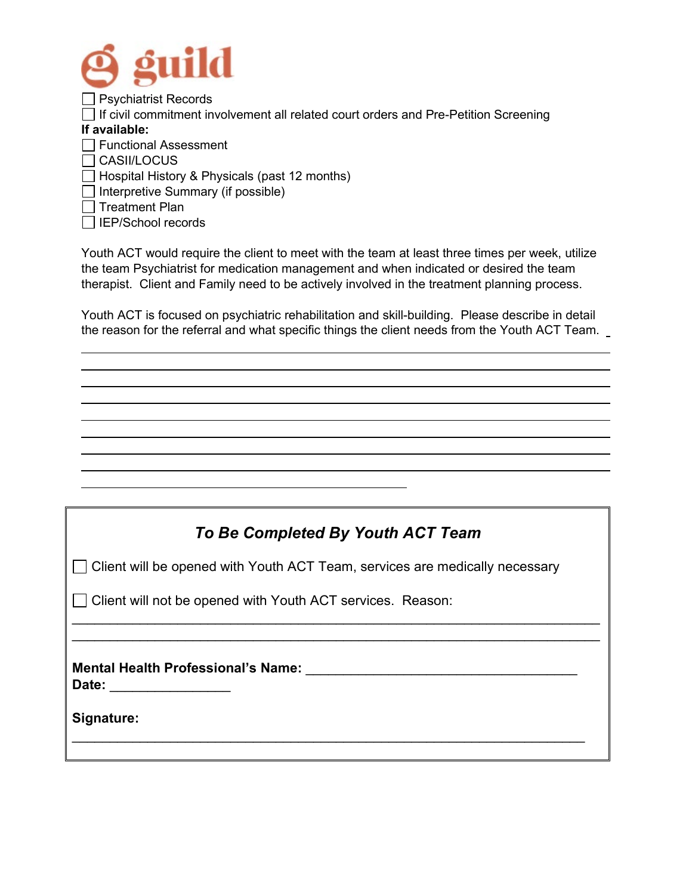guild

- [ ] Psychiatrist Records
- [ ] If civil commitment involvement all related court orders and Pre-Petition Screening

**If available:**

- [ ] Functional Assessment
- [ ] CASII/LOCUS
- [ ] Hospital History & Physicals (past 12 months)
- [ ] Interpretive Summary (if possible)
- [ ] Treatment Plan
- [ ] IEP/School records

Youth ACT would require the client to meet with the team at least three times per week, utilize the team Psychiatrist for medication management and when indicated or desired the team therapist. Client and Family need to be actively involved in the treatment planning process.

Youth ACT is focused on psychiatric rehabilitation and skill-building. Please describe in detail the reason for the referral and what specific things the client needs from the Youth ACT Team. _

___________________________________________________________________________

___________________________________________________________________________

___________________________________________________________________________

___________________________________________________________________________

___________________________________________________________________________

___________________________________________________________________________

___________________________________________________________________________

___________________________________________________________________________

_________________________________________

## *To Be Completed By Youth ACT Team*

- [ ] Client will be opened with Youth ACT Team, services are medically necessary
- [ ] Client will not be opened with Youth ACT services. Reason:

___________________________________________________________________________

___________________________________________________________________________

**Mental Health Professional's Name:** ____________________________________
**Date:** ________________

**Signature:**
___________________________________________________________________________